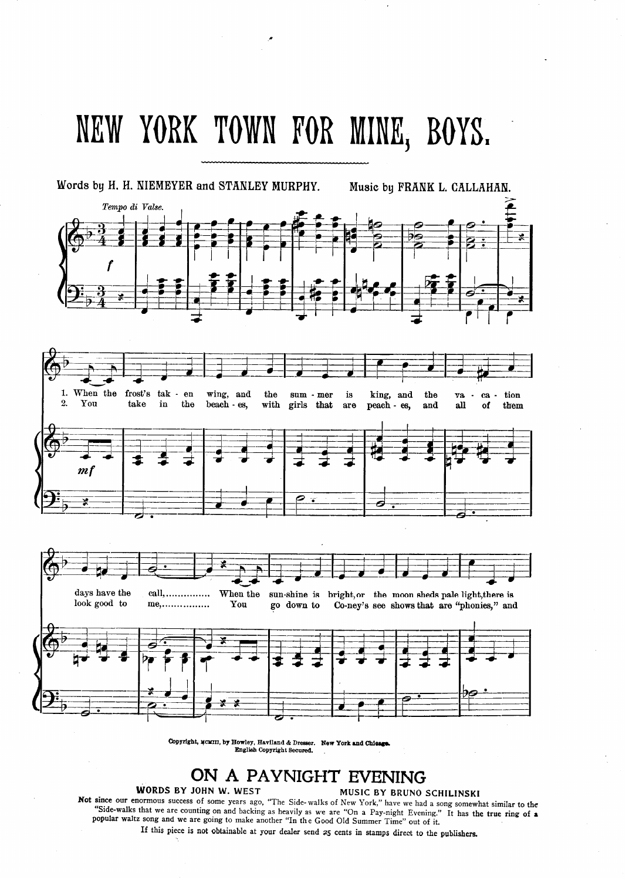# NEW YORK TOWN FOR MINE, BOYS.

Words by H. H. NIEMEYER and STANLEY MURPHY. Music by FRANK L. CALLAHAN.

*Tempo di Valse.*

1. When the frost's tak - en wing, and the sum - mer is king, and the va - ca - tion days have the call,............... When the sun-shine is bright, or the moon sheds pale light, there is
2. You take in the beach - es, with girls that are peach - es, and all of them look good to me,................ You go down to Co-ney's see shows that are "phonies," and

Copyright, MCMIII, by Howley, Haviland & Dresser. New York and Chicago.
English Copyright Secured.

## ON A PAYNIGHT EVENING

WORDS BY JOHN W. WEST MUSIC BY BRUNO SCHILINSKI

Not since our enormous success of some years ago, "The Side-walks of New York," have we had a song somewhat similar to the "Side-walks that we are counting on and backing as heavily as we are "On a Pay-night Evening." It has the true ring of a popular waltz song and we are going to make another "In the Good Old Summer Time" out of it.

If this piece is not obtainable at your dealer send 25 cents in stamps direct to the publishers.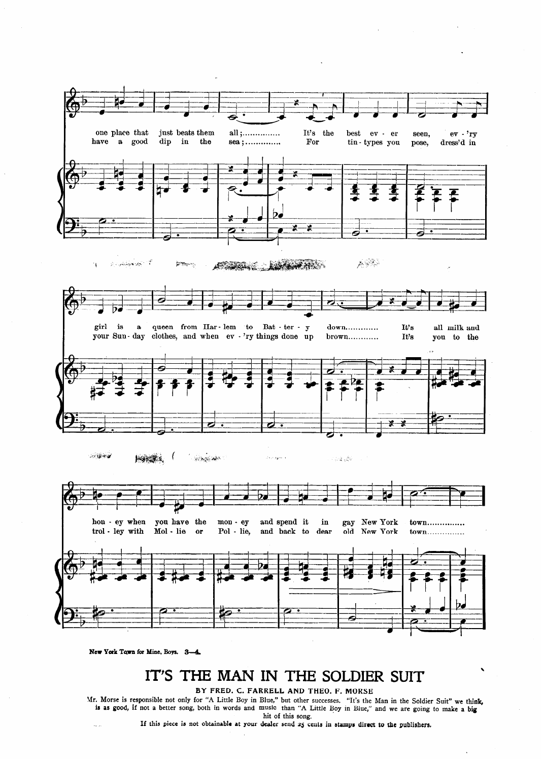one place that just beats them all;............... It's the best ev - er seen, ev - 'ry
have a good dip in the sea;.............. For tin-types you pose, dress'd in

girl is a queen from Har - lem to Bat - ter - y down............ It's all milk and
your Sun - day clothes, and when ev - 'ry things done up brown........... It's you to the

hon - ey when you have the mon - ey and spend it in gay New York town..............
trol - ley with Mol - lie or Pol - lie, and back to dear old New York town..............

New York Town for Mine, Boys. 3—4.

# IT'S THE MAN IN THE SOLDIER SUIT

**BY FRED. C. FARRELL AND THEO. F. MORSE**

Mr. Morse is responsible not only for "A Little Boy in Blue," but other successes. "It's the Man in the Soldier Suit" we think, is as good, if not a better song, both in words and music than "A Little Boy in Blue," and we are going to make a big hit of this song.

If this piece is not obtainable at your dealer send 25 cents in stamps direct to the publishers.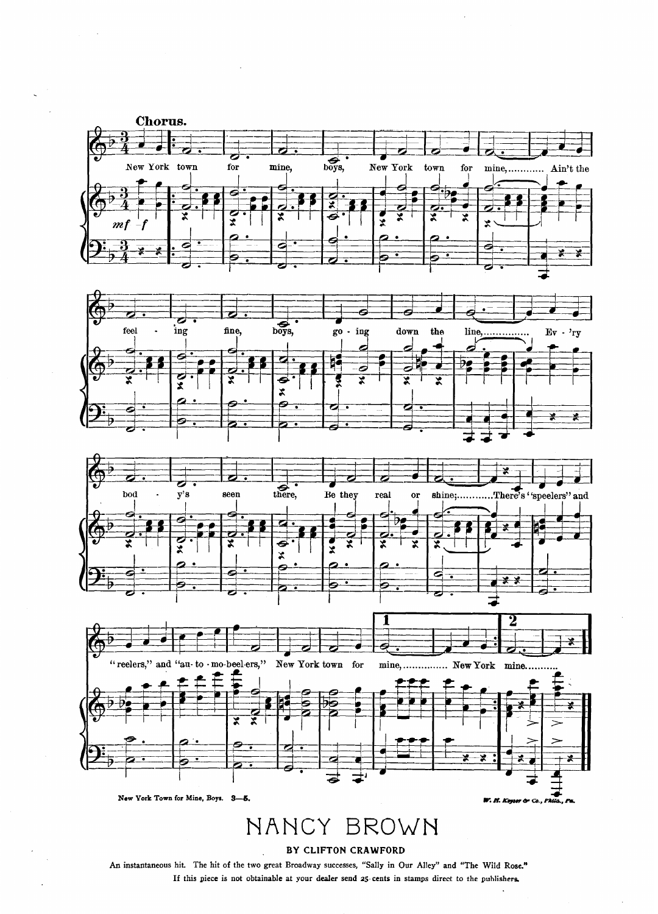**Chorus.**

New York town for mine, boys, New York town for mine,............ Ain't the feel - ing fine, boys, go - ing down the line,............... Ev - 'ry bod - y's seen there, Be they real or shine;...........There's "speelers" and "reelers," and "au - to - mo - beel - ers," New York town for mine,............... New York mine..........

*mf* *f*

New York Town for Mine, Boys. 3—5.

W. H. Keyser & Co., Phila., Pa.

# NANCY BROWN

**BY CLIFTON CRAWFORD**

An instantaneous hit. The hit of the two great Broadway successes, "Sally in Our Alley" and "The Wild Rose."

If this piece is not obtainable at your dealer send 25 cents in stamps direct to the publishers.